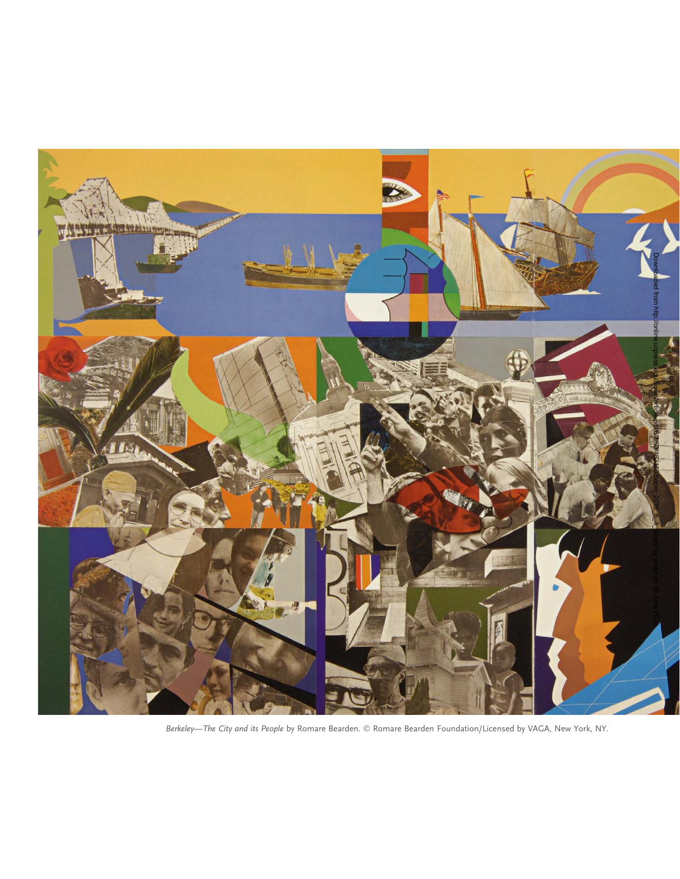*Berkeley—The City and its People* by Romare Bearden. © Romare Bearden Foundation/Licensed by VAGA, New York, NY.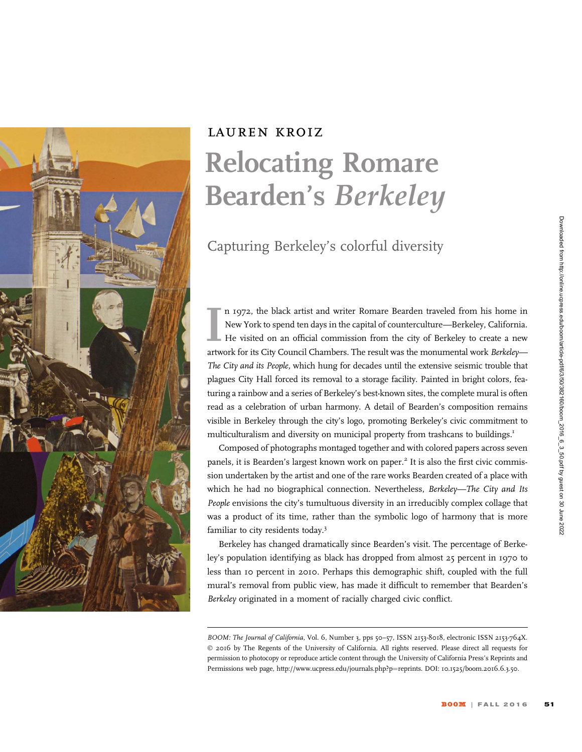# LAUREN KROIZ

# Relocating Romare Bearden's *Berkeley*

## Capturing Berkeley's colorful diversity

In 1972, the black artist and writer Romare Bearden traveled from his home in New York to spend ten days in the capital of counterculture—Berkeley, California. He visited on an official commission from the city of Berkeley to create a new artwork for its City Council Chambers. The result was the monumental work *Berkeley—The City and its People,* which hung for decades until the extensive seismic trouble that plagues City Hall forced its removal to a storage facility. Painted in bright colors, featuring a rainbow and a series of Berkeley's best-known sites, the complete mural is often read as a celebration of urban harmony. A detail of Bearden's composition remains visible in Berkeley through the city's logo, promoting Berkeley's civic commitment to multiculturalism and diversity on municipal property from trashcans to buildings.[1]

Composed of photographs montaged together and with colored papers across seven panels, it is Bearden's largest known work on paper.[2] It is also the first civic commission undertaken by the artist and one of the rare works Bearden created of a place with which he had no biographical connection. Nevertheless, *Berkeley—The City and Its People* envisions the city's tumultuous diversity in an irreducibly complex collage that was a product of its time, rather than the symbolic logo of harmony that is more familiar to city residents today.[3]

Berkeley has changed dramatically since Bearden's visit. The percentage of Berkeley's population identifying as black has dropped from almost 25 percent in 1970 to less than 10 percent in 2010. Perhaps this demographic shift, coupled with the full mural's removal from public view, has made it difficult to remember that Bearden's *Berkeley* originated in a moment of racially charged civic conflict.

*BOOM: The Journal of California*, Vol. 6, Number 3, pps 50–57, ISSN 2153-8018, electronic ISSN 2153-764X. © 2016 by The Regents of the University of California. All rights reserved. Please direct all requests for permission to photocopy or reproduce article content through the University of California Press's Reprints and Permissions web page, http://www.ucpress.edu/journals.php?p=reprints. DOI: 10.1525/boom.2016.6.3.50.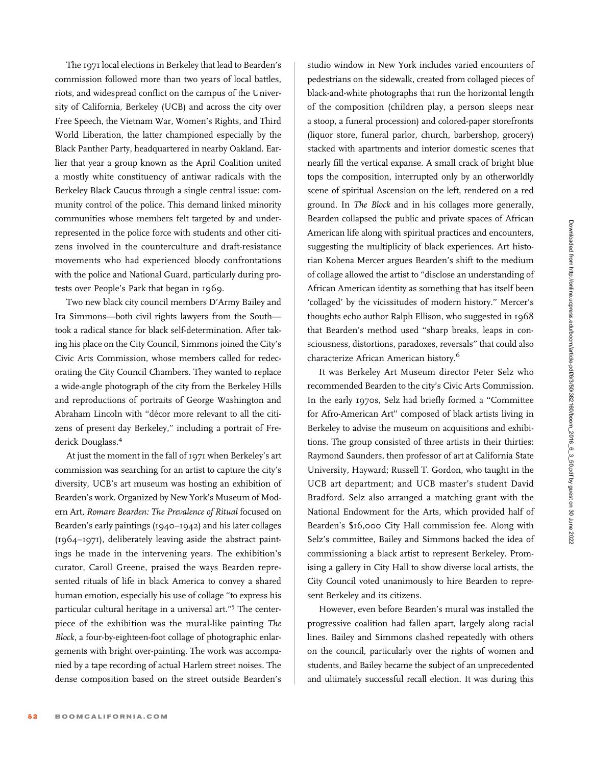The 1971 local elections in Berkeley that lead to Bearden's commission followed more than two years of local battles, riots, and widespread conflict on the campus of the University of California, Berkeley (UCB) and across the city over Free Speech, the Vietnam War, Women's Rights, and Third World Liberation, the latter championed especially by the Black Panther Party, headquartered in nearby Oakland. Earlier that year a group known as the April Coalition united a mostly white constituency of antiwar radicals with the Berkeley Black Caucus through a single central issue: community control of the police. This demand linked minority communities whose members felt targeted by and underrepresented in the police force with students and other citizens involved in the counterculture and draft-resistance movements who had experienced bloody confrontations with the police and National Guard, particularly during protests over People's Park that began in 1969.

Two new black city council members D'Army Bailey and Ira Simmons—both civil rights lawyers from the South—took a radical stance for black self-determination. After taking his place on the City Council, Simmons joined the City's Civic Arts Commission, whose members called for redecorating the City Council Chambers. They wanted to replace a wide-angle photograph of the city from the Berkeley Hills and reproductions of portraits of George Washington and Abraham Lincoln with "décor more relevant to all the citizens of present day Berkeley," including a portrait of Frederick Douglass.[4]

At just the moment in the fall of 1971 when Berkeley's art commission was searching for an artist to capture the city's diversity, UCB's art museum was hosting an exhibition of Bearden's work. Organized by New York's Museum of Modern Art, *Romare Bearden: The Prevalence of Ritual* focused on Bearden's early paintings (1940–1942) and his later collages (1964–1971), deliberately leaving aside the abstract paintings he made in the intervening years. The exhibition's curator, Caroll Greene, praised the ways Bearden represented rituals of life in black America to convey a shared human emotion, especially his use of collage "to express his particular cultural heritage in a universal art."[5] The centerpiece of the exhibition was the mural-like painting *The Block*, a four-by-eighteen-foot collage of photographic enlargements with bright over-painting. The work was accompanied by a tape recording of actual Harlem street noises. The dense composition based on the street outside Bearden's studio window in New York includes varied encounters of pedestrians on the sidewalk, created from collaged pieces of black-and-white photographs that run the horizontal length of the composition (children play, a person sleeps near a stoop, a funeral procession) and colored-paper storefronts (liquor store, funeral parlor, church, barbershop, grocery) stacked with apartments and interior domestic scenes that nearly fill the vertical expanse. A small crack of bright blue tops the composition, interrupted only by an otherworldly scene of spiritual Ascension on the left, rendered on a red ground. In *The Block* and in his collages more generally, Bearden collapsed the public and private spaces of African American life along with spiritual practices and encounters, suggesting the multiplicity of black experiences. Art historian Kobena Mercer argues Bearden's shift to the medium of collage allowed the artist to "disclose an understanding of African American identity as something that has itself been 'collaged' by the vicissitudes of modern history." Mercer's thoughts echo author Ralph Ellison, who suggested in 1968 that Bearden's method used "sharp breaks, leaps in consciousness, distortions, paradoxes, reversals" that could also characterize African American history.[6]

It was Berkeley Art Museum director Peter Selz who recommended Bearden to the city's Civic Arts Commission. In the early 1970s, Selz had briefly formed a "Committee for Afro-American Art" composed of black artists living in Berkeley to advise the museum on acquisitions and exhibitions. The group consisted of three artists in their thirties: Raymond Saunders, then professor of art at California State University, Hayward; Russell T. Gordon, who taught in the UCB art department; and UCB master's student David Bradford. Selz also arranged a matching grant with the National Endowment for the Arts, which provided half of Bearden's $16,000 City Hall commission fee. Along with Selz's committee, Bailey and Simmons backed the idea of commissioning a black artist to represent Berkeley. Promising a gallery in City Hall to show diverse local artists, the City Council voted unanimously to hire Bearden to represent Berkeley and its citizens.

However, even before Bearden's mural was installed the progressive coalition had fallen apart, largely along racial lines. Bailey and Simmons clashed repeatedly with others on the council, particularly over the rights of women and students, and Bailey became the subject of an unprecedented and ultimately successful recall election. It was during this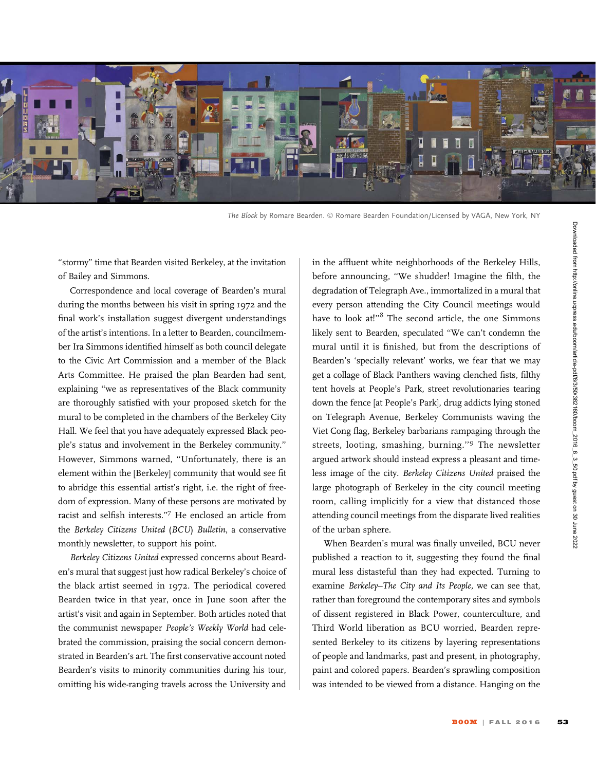*The Block* by Romare Bearden. © Romare Bearden Foundation/Licensed by VAGA, New York, NY

"stormy" time that Bearden visited Berkeley, at the invitation of Bailey and Simmons.

Correspondence and local coverage of Bearden's mural during the months between his visit in spring 1972 and the final work's installation suggest divergent understandings of the artist's intentions. In a letter to Bearden, councilmember Ira Simmons identified himself as both council delegate to the Civic Art Commission and a member of the Black Arts Committee. He praised the plan Bearden had sent, explaining "we as representatives of the Black community are thoroughly satisfied with your proposed sketch for the mural to be completed in the chambers of the Berkeley City Hall. We feel that you have adequately expressed Black people's status and involvement in the Berkeley community." However, Simmons warned, "Unfortunately, there is an element within the [Berkeley] community that would see fit to abridge this essential artist's right, i.e. the right of freedom of expression. Many of these persons are motivated by racist and selfish interests."[7] He enclosed an article from the *Berkeley Citizens United* (*BCU*) *Bulletin*, a conservative monthly newsletter, to support his point.

*Berkeley Citizens United* expressed concerns about Bearden's mural that suggest just how radical Berkeley's choice of the black artist seemed in 1972. The periodical covered Bearden twice in that year, once in June soon after the artist's visit and again in September. Both articles noted that the communist newspaper *People's Weekly World* had celebrated the commission, praising the social concern demonstrated in Bearden's art. The first conservative account noted Bearden's visits to minority communities during his tour, omitting his wide-ranging travels across the University and in the affluent white neighborhoods of the Berkeley Hills, before announcing, "We shudder! Imagine the filth, the degradation of Telegraph Ave., immortalized in a mural that every person attending the City Council meetings would have to look at!"[8] The second article, the one Simmons likely sent to Bearden, speculated "We can't condemn the mural until it is finished, but from the descriptions of Bearden's 'specially relevant' works, we fear that we may get a collage of Black Panthers waving clenched fists, filthy tent hovels at People's Park, street revolutionaries tearing down the fence [at People's Park], drug addicts lying stoned on Telegraph Avenue, Berkeley Communists waving the Viet Cong flag, Berkeley barbarians rampaging through the streets, looting, smashing, burning."[9] The newsletter argued artwork should instead express a pleasant and timeless image of the city. *Berkeley Citizens United* praised the large photograph of Berkeley in the city council meeting room, calling implicitly for a view that distanced those attending council meetings from the disparate lived realities of the urban sphere.

When Bearden's mural was finally unveiled, BCU never published a reaction to it, suggesting they found the final mural less distasteful than they had expected. Turning to examine *Berkeley–The City and Its People*, we can see that, rather than foreground the contemporary sites and symbols of dissent registered in Black Power, counterculture, and Third World liberation as BCU worried, Bearden represented Berkeley to its citizens by layering representations of people and landmarks, past and present, in photography, paint and colored papers. Bearden's sprawling composition was intended to be viewed from a distance. Hanging on the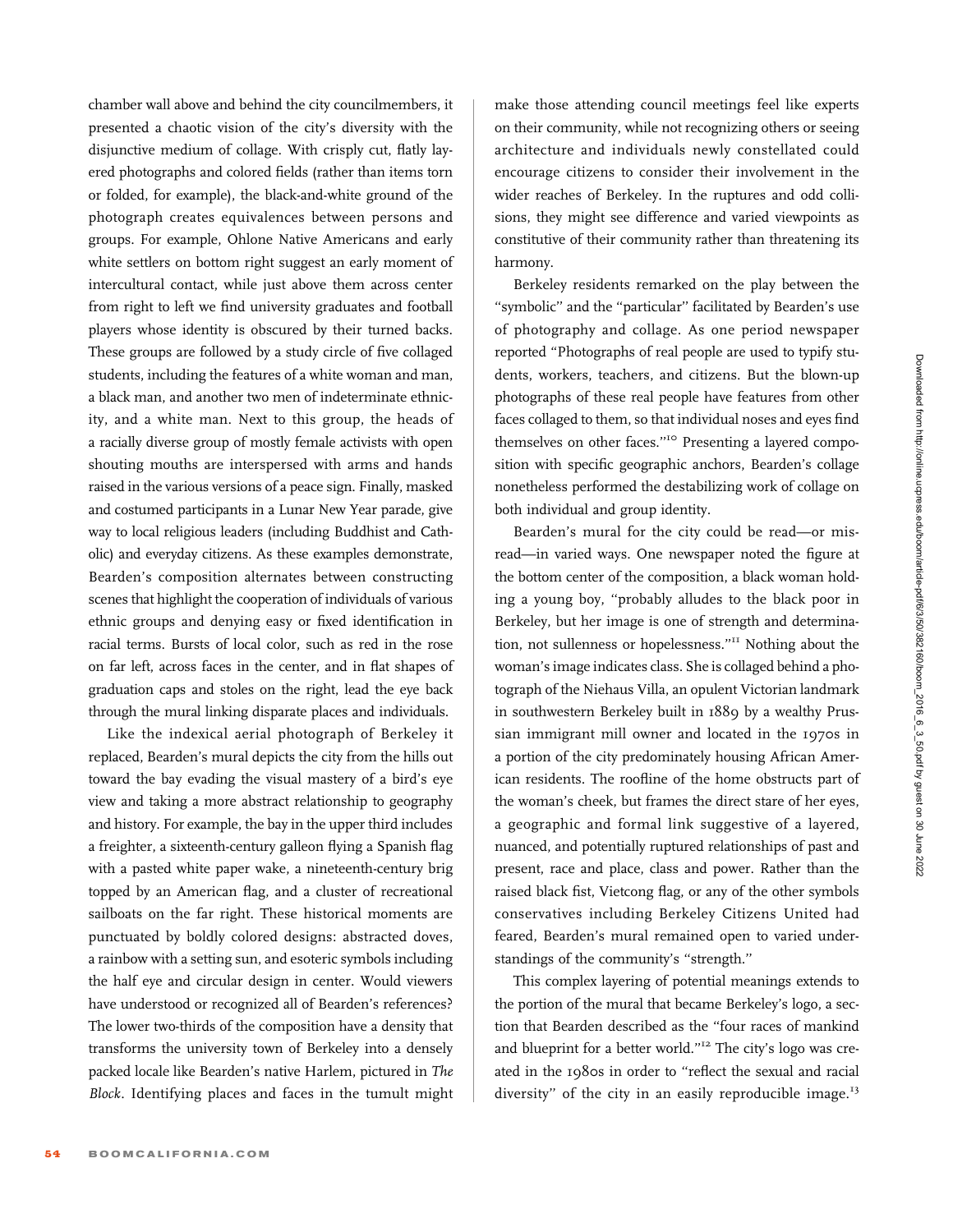chamber wall above and behind the city councilmembers, it presented a chaotic vision of the city's diversity with the disjunctive medium of collage. With crisply cut, flatly layered photographs and colored fields (rather than items torn or folded, for example), the black-and-white ground of the photograph creates equivalences between persons and groups. For example, Ohlone Native Americans and early white settlers on bottom right suggest an early moment of intercultural contact, while just above them across center from right to left we find university graduates and football players whose identity is obscured by their turned backs. These groups are followed by a study circle of five collaged students, including the features of a white woman and man, a black man, and another two men of indeterminate ethnicity, and a white man. Next to this group, the heads of a racially diverse group of mostly female activists with open shouting mouths are interspersed with arms and hands raised in the various versions of a peace sign. Finally, masked and costumed participants in a Lunar New Year parade, give way to local religious leaders (including Buddhist and Catholic) and everyday citizens. As these examples demonstrate, Bearden's composition alternates between constructing scenes that highlight the cooperation of individuals of various ethnic groups and denying easy or fixed identification in racial terms. Bursts of local color, such as red in the rose on far left, across faces in the center, and in flat shapes of graduation caps and stoles on the right, lead the eye back through the mural linking disparate places and individuals.

Like the indexical aerial photograph of Berkeley it replaced, Bearden's mural depicts the city from the hills out toward the bay evading the visual mastery of a bird's eye view and taking a more abstract relationship to geography and history. For example, the bay in the upper third includes a freighter, a sixteenth-century galleon flying a Spanish flag with a pasted white paper wake, a nineteenth-century brig topped by an American flag, and a cluster of recreational sailboats on the far right. These historical moments are punctuated by boldly colored designs: abstracted doves, a rainbow with a setting sun, and esoteric symbols including the half eye and circular design in center. Would viewers have understood or recognized all of Bearden's references? The lower two-thirds of the composition have a density that transforms the university town of Berkeley into a densely packed locale like Bearden's native Harlem, pictured in *The Block*. Identifying places and faces in the tumult might make those attending council meetings feel like experts on their community, while not recognizing others or seeing architecture and individuals newly constellated could encourage citizens to consider their involvement in the wider reaches of Berkeley. In the ruptures and odd collisions, they might see difference and varied viewpoints as constitutive of their community rather than threatening its harmony.

Berkeley residents remarked on the play between the "symbolic" and the "particular" facilitated by Bearden's use of photography and collage. As one period newspaper reported "Photographs of real people are used to typify students, workers, teachers, and citizens. But the blown-up photographs of these real people have features from other faces collaged to them, so that individual noses and eyes find themselves on other faces."[10] Presenting a layered composition with specific geographic anchors, Bearden's collage nonetheless performed the destabilizing work of collage on both individual and group identity.

Bearden's mural for the city could be read—or misread—in varied ways. One newspaper noted the figure at the bottom center of the composition, a black woman holding a young boy, "probably alludes to the black poor in Berkeley, but her image is one of strength and determination, not sullenness or hopelessness."[11] Nothing about the woman's image indicates class. She is collaged behind a photograph of the Niehaus Villa, an opulent Victorian landmark in southwestern Berkeley built in 1889 by a wealthy Prussian immigrant mill owner and located in the 1970s in a portion of the city predominately housing African American residents. The roofline of the home obstructs part of the woman's cheek, but frames the direct stare of her eyes, a geographic and formal link suggestive of a layered, nuanced, and potentially ruptured relationships of past and present, race and place, class and power. Rather than the raised black fist, Vietcong flag, or any of the other symbols conservatives including Berkeley Citizens United had feared, Bearden's mural remained open to varied understandings of the community's "strength."

This complex layering of potential meanings extends to the portion of the mural that became Berkeley's logo, a section that Bearden described as the "four races of mankind and blueprint for a better world."[12] The city's logo was created in the 1980s in order to "reflect the sexual and racial diversity" of the city in an easily reproducible image.[13]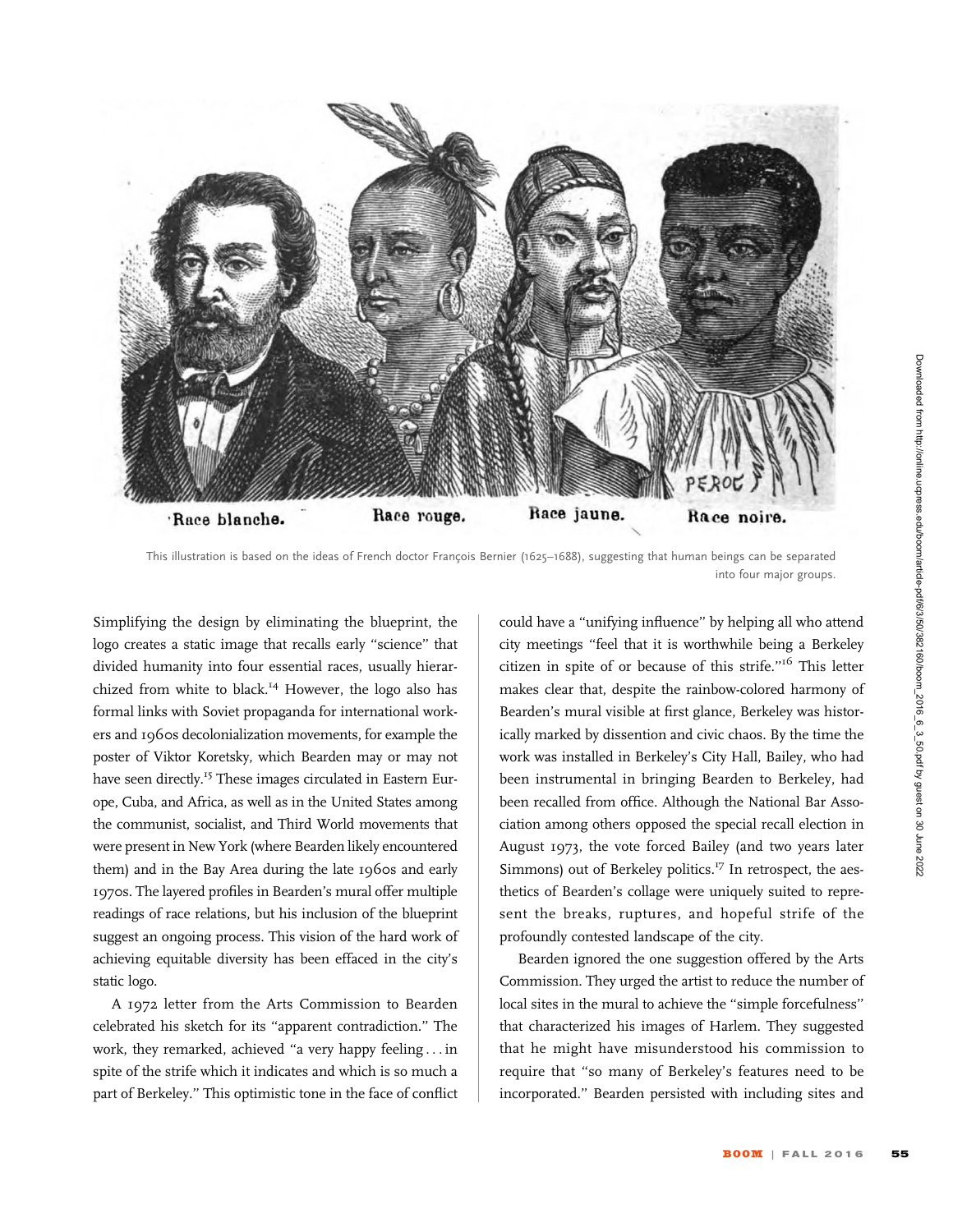Race blanche. Race rouge. Race jaune. Race noire.

This illustration is based on the ideas of French doctor François Bernier (1625–1688), suggesting that human beings can be separated into four major groups.

Simplifying the design by eliminating the blueprint, the logo creates a static image that recalls early "science" that divided humanity into four essential races, usually hierarchized from white to black.[14] However, the logo also has formal links with Soviet propaganda for international workers and 1960s decolonialization movements, for example the poster of Viktor Koretsky, which Bearden may or may not have seen directly.[15] These images circulated in Eastern Europe, Cuba, and Africa, as well as in the United States among the communist, socialist, and Third World movements that were present in New York (where Bearden likely encountered them) and in the Bay Area during the late 1960s and early 1970s. The layered profiles in Bearden's mural offer multiple readings of race relations, but his inclusion of the blueprint suggest an ongoing process. This vision of the hard work of achieving equitable diversity has been effaced in the city's static logo.

A 1972 letter from the Arts Commission to Bearden celebrated his sketch for its "apparent contradiction." The work, they remarked, achieved "a very happy feeling . . . in spite of the strife which it indicates and which is so much a part of Berkeley." This optimistic tone in the face of conflict could have a "unifying influence" by helping all who attend city meetings "feel that it is worthwhile being a Berkeley citizen in spite of or because of this strife."[16] This letter makes clear that, despite the rainbow-colored harmony of Bearden's mural visible at first glance, Berkeley was historically marked by dissention and civic chaos. By the time the work was installed in Berkeley's City Hall, Bailey, who had been instrumental in bringing Bearden to Berkeley, had been recalled from office. Although the National Bar Association among others opposed the special recall election in August 1973, the vote forced Bailey (and two years later Simmons) out of Berkeley politics.[17] In retrospect, the aesthetics of Bearden's collage were uniquely suited to represent the breaks, ruptures, and hopeful strife of the profoundly contested landscape of the city.

Bearden ignored the one suggestion offered by the Arts Commission. They urged the artist to reduce the number of local sites in the mural to achieve the "simple forcefulness" that characterized his images of Harlem. They suggested that he might have misunderstood his commission to require that "so many of Berkeley's features need to be incorporated." Bearden persisted with including sites and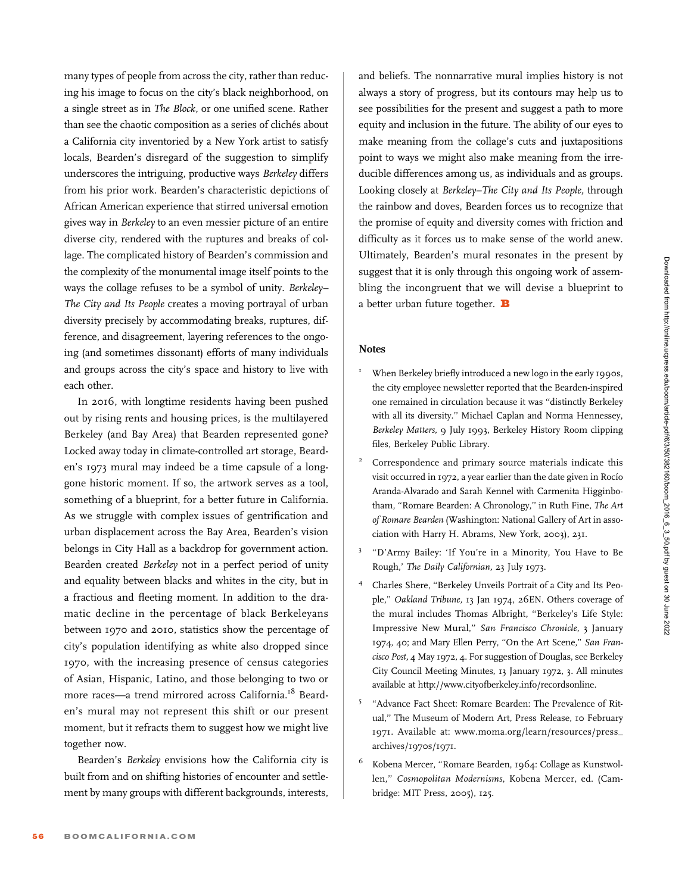many types of people from across the city, rather than reducing his image to focus on the city's black neighborhood, on a single street as in *The Block*, or one unified scene. Rather than see the chaotic composition as a series of clichés about a California city inventoried by a New York artist to satisfy locals, Bearden's disregard of the suggestion to simplify underscores the intriguing, productive ways *Berkeley* differs from his prior work. Bearden's characteristic depictions of African American experience that stirred universal emotion gives way in *Berkeley* to an even messier picture of an entire diverse city, rendered with the ruptures and breaks of collage. The complicated history of Bearden's commission and the complexity of the monumental image itself points to the ways the collage refuses to be a symbol of unity. *Berkeley–The City and Its People* creates a moving portrayal of urban diversity precisely by accommodating breaks, ruptures, difference, and disagreement, layering references to the ongoing (and sometimes dissonant) efforts of many individuals and groups across the city's space and history to live with each other.

In 2016, with longtime residents having been pushed out by rising rents and housing prices, is the multilayered Berkeley (and Bay Area) that Bearden represented gone? Locked away today in climate-controlled art storage, Bearden's 1973 mural may indeed be a time capsule of a long-gone historic moment. If so, the artwork serves as a tool, something of a blueprint, for a better future in California. As we struggle with complex issues of gentrification and urban displacement across the Bay Area, Bearden's vision belongs in City Hall as a backdrop for government action. Bearden created *Berkeley* not in a perfect period of unity and equality between blacks and whites in the city, but in a fractious and fleeting moment. In addition to the dramatic decline in the percentage of black Berkeleyans between 1970 and 2010, statistics show the percentage of city's population identifying as white also dropped since 1970, with the increasing presence of census categories of Asian, Hispanic, Latino, and those belonging to two or more races—a trend mirrored across California.[18] Bearden's mural may not represent this shift or our present moment, but it refracts them to suggest how we might live together now.

Bearden's *Berkeley* envisions how the California city is built from and on shifting histories of encounter and settlement by many groups with different backgrounds, interests, and beliefs. The nonnarrative mural implies history is not always a story of progress, but its contours may help us to see possibilities for the present and suggest a path to more equity and inclusion in the future. The ability of our eyes to make meaning from the collage's cuts and juxtapositions point to ways we might also make meaning from the irreducible differences among us, as individuals and as groups. Looking closely at *Berkeley–The City and Its People,* through the rainbow and doves, Bearden forces us to recognize that the promise of equity and diversity comes with friction and difficulty as it forces us to make sense of the world anew. Ultimately, Bearden's mural resonates in the present by suggest that it is only through this ongoing work of assembling the incongruent that we will devise a blueprint to a better urban future together. **B**

## Notes

1. When Berkeley briefly introduced a new logo in the early 1990s, the city employee newsletter reported that the Bearden-inspired one remained in circulation because it was "distinctly Berkeley with all its diversity." Michael Caplan and Norma Hennessey, *Berkeley Matters,* 9 July 1993, Berkeley History Room clipping files, Berkeley Public Library.

2. Correspondence and primary source materials indicate this visit occurred in 1972, a year earlier than the date given in Rocío Aranda-Alvarado and Sarah Kennel with Carmenita Higginbotham, "Romare Bearden: A Chronology," in Ruth Fine, *The Art of Romare Bearden* (Washington: National Gallery of Art in association with Harry H. Abrams, New York, 2003), 231.

3. "D'Army Bailey: 'If You're in a Minority, You Have to Be Rough,' *The Daily Californian,* 23 July 1973.

4. Charles Shere, "Berkeley Unveils Portrait of a City and Its People," *Oakland Tribune,* 13 Jan 1974, 26EN. Others coverage of the mural includes Thomas Albright, "Berkeley's Life Style: Impressive New Mural," *San Francisco Chronicle,* 3 January 1974, 40; and Mary Ellen Perry, "On the Art Scene," *San Francisco Post,* 4 May 1972, 4. For suggestion of Douglas, see Berkeley City Council Meeting Minutes, 13 January 1972, 3. All minutes available at http://www.cityofberkeley.info/recordsonline.

5. "Advance Fact Sheet: Romare Bearden: The Prevalence of Ritual," The Museum of Modern Art, Press Release, 10 February 1971. Available at: www.moma.org/learn/resources/press_archives/1970s/1971.

6. Kobena Mercer, "Romare Bearden, 1964: Collage as Kunstwollen," *Cosmopolitan Modernisms,* Kobena Mercer, ed. (Cambridge: MIT Press, 2005), 125.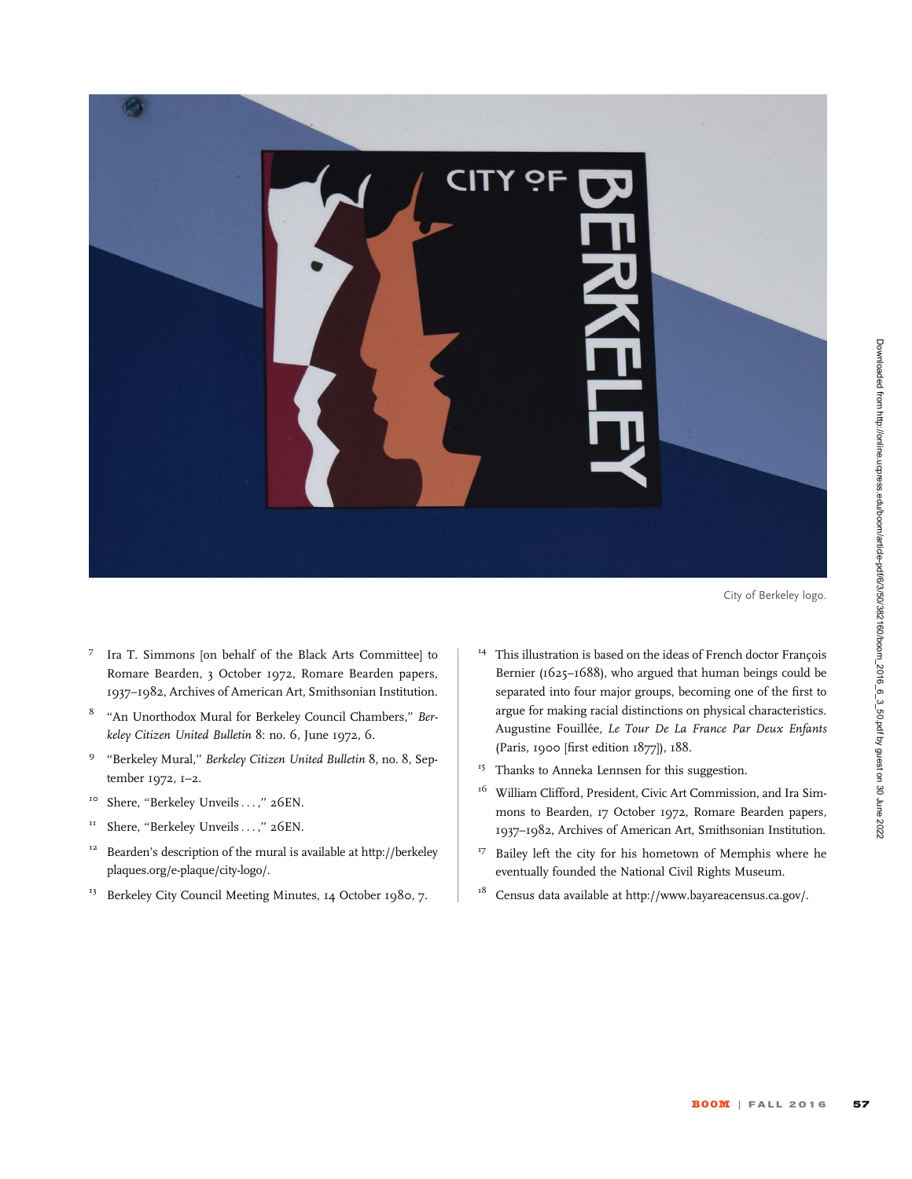City of Berkeley logo.

7. Ira T. Simmons [on behalf of the Black Arts Committee] to Romare Bearden, 3 October 1972, Romare Bearden papers, 1937–1982, Archives of American Art, Smithsonian Institution.

8. "An Unorthodox Mural for Berkeley Council Chambers," *Berkeley Citizen United Bulletin* 8: no. 6, June 1972, 6.

9. "Berkeley Mural," *Berkeley Citizen United Bulletin* 8, no. 8, September 1972, 1–2.

10. Shere, "Berkeley Unveils . . . ," 26EN.

11. Shere, "Berkeley Unveils . . . ," 26EN.

12. Bearden's description of the mural is available at http://berkeleyplaques.org/e-plaque/city-logo/.

13. Berkeley City Council Meeting Minutes, 14 October 1980, 7.

14. This illustration is based on the ideas of French doctor François Bernier (1625–1688), who argued that human beings could be separated into four major groups, becoming one of the first to argue for making racial distinctions on physical characteristics. Augustine Fouillée, *Le Tour De La France Par Deux Enfants* (Paris, 1900 [first edition 1877]), 188.

15. Thanks to Anneka Lennsen for this suggestion.

16. William Clifford, President, Civic Art Commission, and Ira Simmons to Bearden, 17 October 1972, Romare Bearden papers, 1937–1982, Archives of American Art, Smithsonian Institution.

17. Bailey left the city for his hometown of Memphis where he eventually founded the National Civil Rights Museum.

18. Census data available at http://www.bayareacensus.ca.gov/.